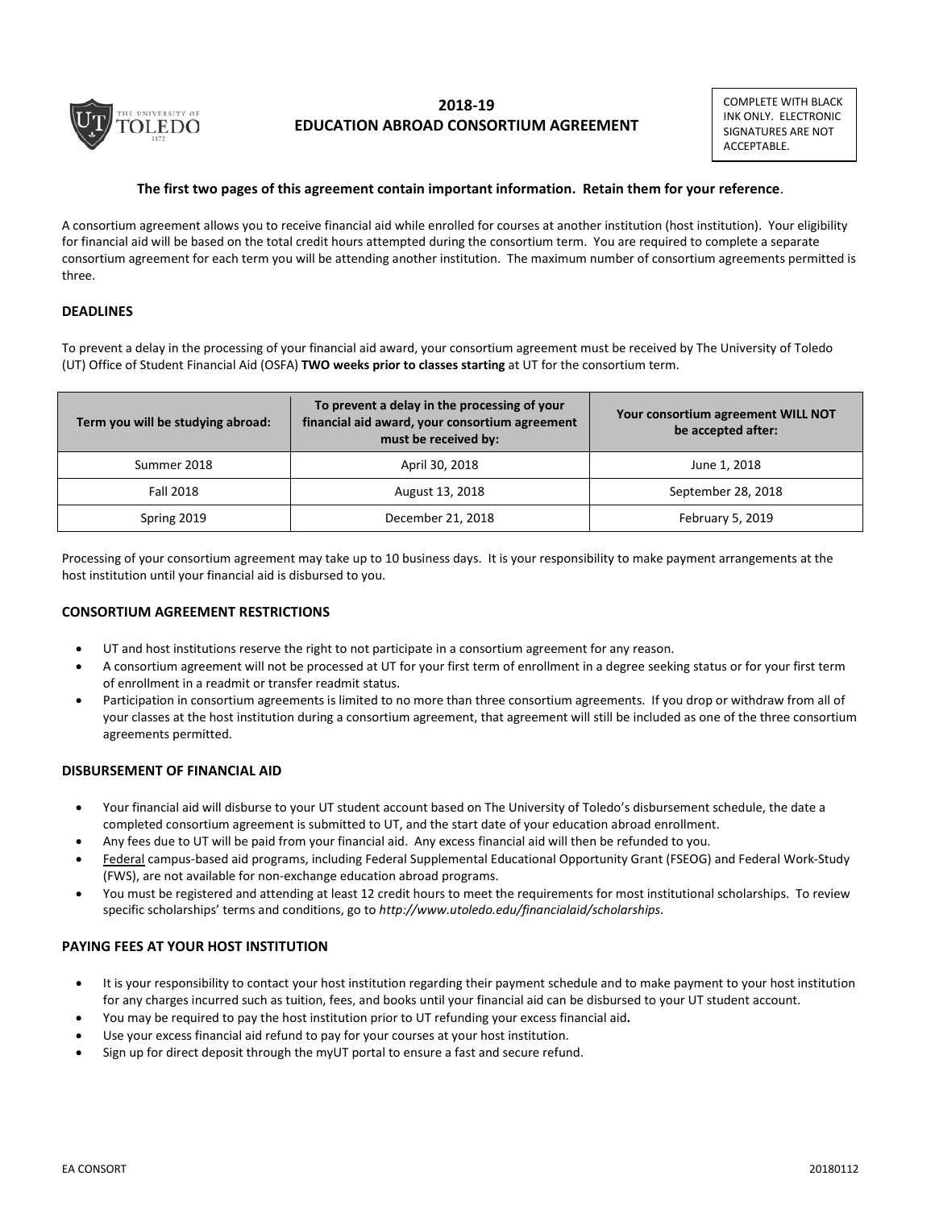# 2018-19 EDUCATION ABROAD CONSORTIUM AGREEMENT

COMPLETE WITH BLACK INK ONLY. ELECTRONIC SIGNATURES ARE NOT ACCEPTABLE.

**The first two pages of this agreement contain important information. Retain them for your reference**.

A consortium agreement allows you to receive financial aid while enrolled for courses at another institution (host institution). Your eligibility for financial aid will be based on the total credit hours attempted during the consortium term. You are required to complete a separate consortium agreement for each term you will be attending another institution. The maximum number of consortium agreements permitted is three.

## DEADLINES

To prevent a delay in the processing of your financial aid award, your consortium agreement must be received by The University of Toledo (UT) Office of Student Financial Aid (OSFA) **TWO weeks prior to classes starting** at UT for the consortium term.

| Term you will be studying abroad: | To prevent a delay in the processing of your financial aid award, your consortium agreement must be received by: | Your consortium agreement WILL NOT be accepted after: |
|---|---|---|
| Summer 2018 | April 30, 2018 | June 1, 2018 |
| Fall 2018 | August 13, 2018 | September 28, 2018 |
| Spring 2019 | December 21, 2018 | February 5, 2019 |

Processing of your consortium agreement may take up to 10 business days. It is your responsibility to make payment arrangements at the host institution until your financial aid is disbursed to you.

## CONSORTIUM AGREEMENT RESTRICTIONS

- UT and host institutions reserve the right to not participate in a consortium agreement for any reason.
- A consortium agreement will not be processed at UT for your first term of enrollment in a degree seeking status or for your first term of enrollment in a readmit or transfer readmit status.
- Participation in consortium agreements is limited to no more than three consortium agreements. If you drop or withdraw from all of your classes at the host institution during a consortium agreement, that agreement will still be included as one of the three consortium agreements permitted.

## DISBURSEMENT OF FINANCIAL AID

- Your financial aid will disburse to your UT student account based on The University of Toledo's disbursement schedule, the date a completed consortium agreement is submitted to UT, and the start date of your education abroad enrollment.
- Any fees due to UT will be paid from your financial aid. Any excess financial aid will then be refunded to you.
- Federal campus-based aid programs, including Federal Supplemental Educational Opportunity Grant (FSEOG) and Federal Work-Study (FWS), are not available for non-exchange education abroad programs.
- You must be registered and attending at least 12 credit hours to meet the requirements for most institutional scholarships. To review specific scholarships' terms and conditions, go to *http://www.utoledo.edu/financialaid/scholarships*.

## PAYING FEES AT YOUR HOST INSTITUTION

- It is your responsibility to contact your host institution regarding their payment schedule and to make payment to your host institution for any charges incurred such as tuition, fees, and books until your financial aid can be disbursed to your UT student account.
- You may be required to pay the host institution prior to UT refunding your excess financial aid**.**
- Use your excess financial aid refund to pay for your courses at your host institution.
- Sign up for direct deposit through the myUT portal to ensure a fast and secure refund.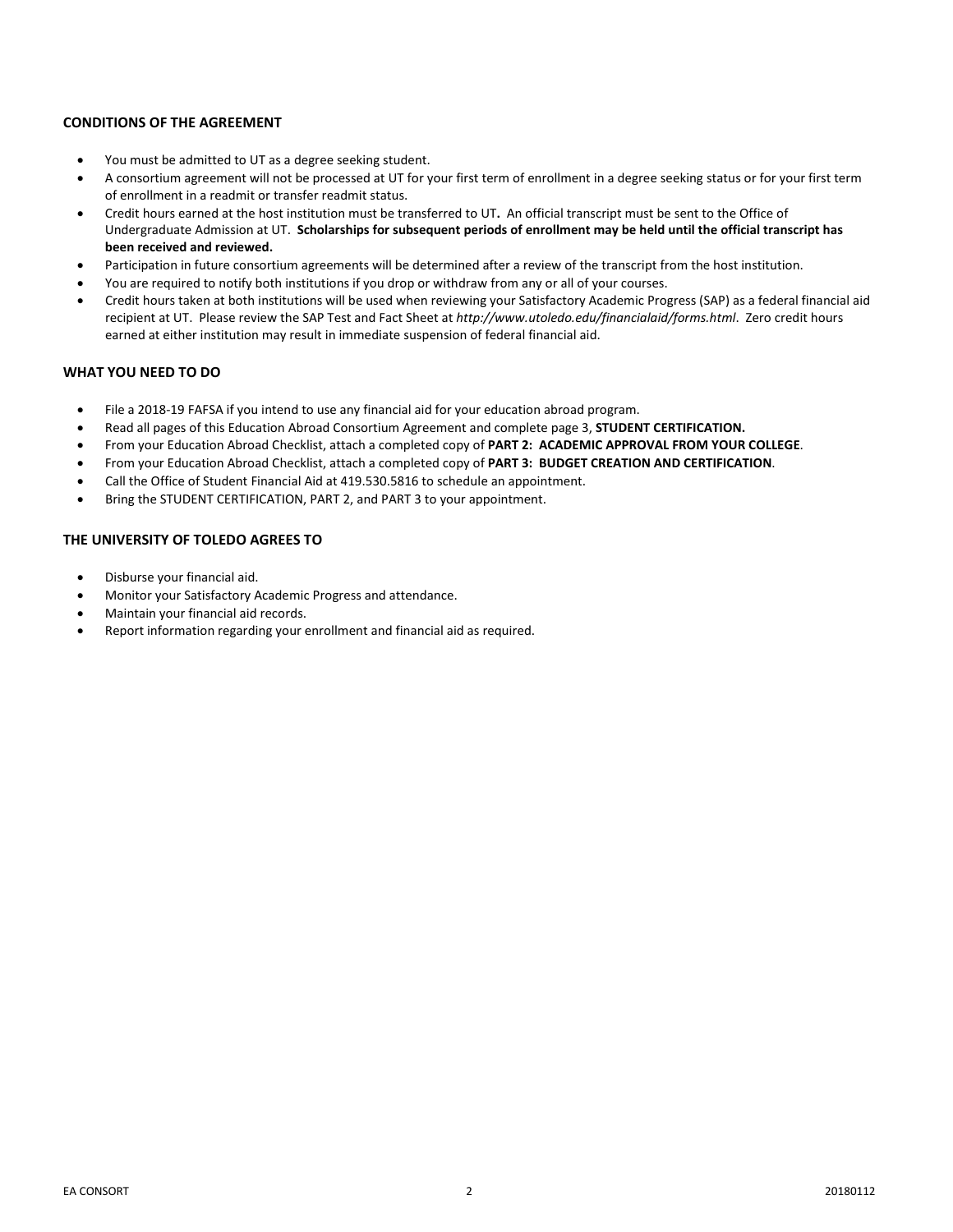### CONDITIONS OF THE AGREEMENT

- You must be admitted to UT as a degree seeking student.
- A consortium agreement will not be processed at UT for your first term of enrollment in a degree seeking status or for your first term of enrollment in a readmit or transfer readmit status.
- Credit hours earned at the host institution must be transferred to UT**.** An official transcript must be sent to the Office of Undergraduate Admission at UT. **Scholarships for subsequent periods of enrollment may be held until the official transcript has been received and reviewed.**
- Participation in future consortium agreements will be determined after a review of the transcript from the host institution.
- You are required to notify both institutions if you drop or withdraw from any or all of your courses.
- Credit hours taken at both institutions will be used when reviewing your Satisfactory Academic Progress (SAP) as a federal financial aid recipient at UT. Please review the SAP Test and Fact Sheet at *http://www.utoledo.edu/financialaid/forms.html*. Zero credit hours earned at either institution may result in immediate suspension of federal financial aid.

### WHAT YOU NEED TO DO

- File a 2018-19 FAFSA if you intend to use any financial aid for your education abroad program.
- Read all pages of this Education Abroad Consortium Agreement and complete page 3, **STUDENT CERTIFICATION.**
- From your Education Abroad Checklist, attach a completed copy of **PART 2: ACADEMIC APPROVAL FROM YOUR COLLEGE**.
- From your Education Abroad Checklist, attach a completed copy of **PART 3: BUDGET CREATION AND CERTIFICATION**.
- Call the Office of Student Financial Aid at 419.530.5816 to schedule an appointment.
- Bring the STUDENT CERTIFICATION, PART 2, and PART 3 to your appointment.

### THE UNIVERSITY OF TOLEDO AGREES TO

- Disburse your financial aid.
- Monitor your Satisfactory Academic Progress and attendance.
- Maintain your financial aid records.
- Report information regarding your enrollment and financial aid as required.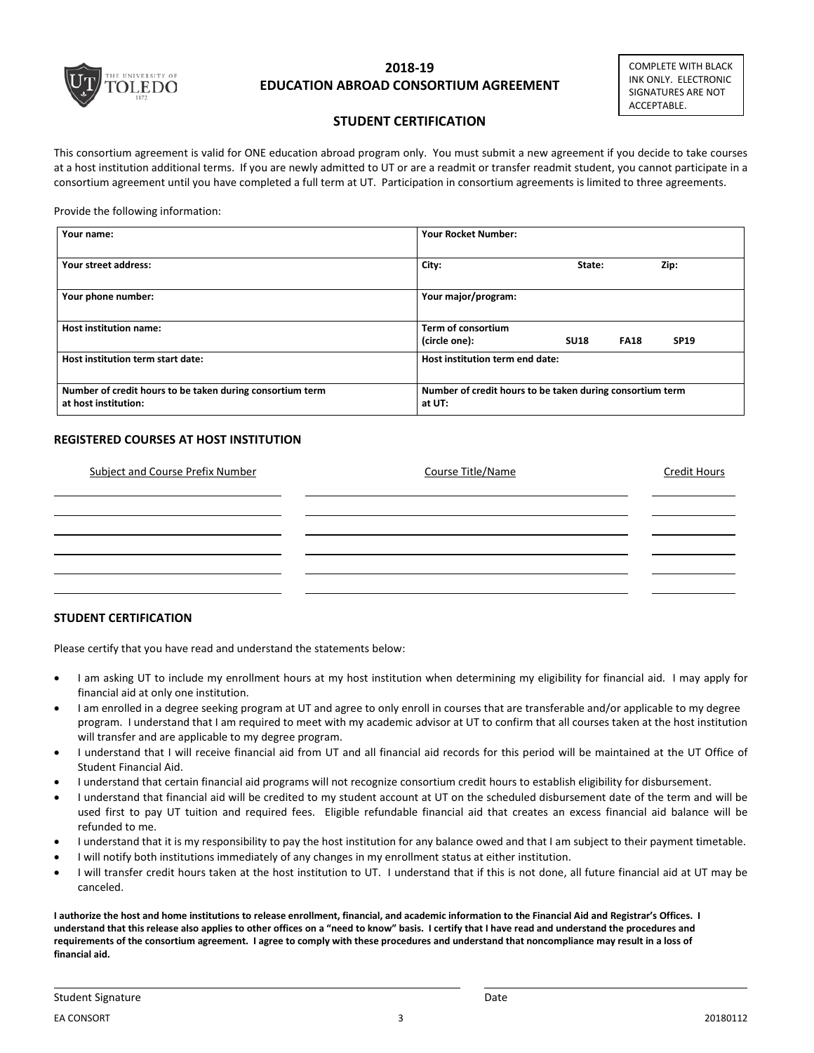# 2018-19 EDUCATION ABROAD CONSORTIUM AGREEMENT

COMPLETE WITH BLACK INK ONLY. ELECTRONIC SIGNATURES ARE NOT ACCEPTABLE.

## STUDENT CERTIFICATION

This consortium agreement is valid for ONE education abroad program only. You must submit a new agreement if you decide to take courses at a host institution additional terms. If you are newly admitted to UT or are a readmit or transfer readmit student, you cannot participate in a consortium agreement until you have completed a full term at UT. Participation in consortium agreements is limited to three agreements.

Provide the following information:

| | |
|---|---|
| **Your name:** | **Your Rocket Number:** |
| **Your street address:** | **City:** **State:** **Zip:** |
| **Your phone number:** | **Your major/program:** |
| **Host institution name:** | **Term of consortium (circle one):** **SU18** **FA18** **SP19** |
| **Host institution term start date:** | **Host institution term end date:** |
| **Number of credit hours to be taken during consortium term at host institution:** | **Number of credit hours to be taken during consortium term at UT:** |

### REGISTERED COURSES AT HOST INSTITUTION

| Subject and Course Prefix Number | Course Title/Name | Credit Hours |
|---|---|---|
| | | |
| | | |
| | | |
| | | |
| | | |

### STUDENT CERTIFICATION

Please certify that you have read and understand the statements below:

- I am asking UT to include my enrollment hours at my host institution when determining my eligibility for financial aid. I may apply for financial aid at only one institution.
- I am enrolled in a degree seeking program at UT and agree to only enroll in courses that are transferable and/or applicable to my degree program. I understand that I am required to meet with my academic advisor at UT to confirm that all courses taken at the host institution will transfer and are applicable to my degree program.
- I understand that I will receive financial aid from UT and all financial aid records for this period will be maintained at the UT Office of Student Financial Aid.
- I understand that certain financial aid programs will not recognize consortium credit hours to establish eligibility for disbursement.
- I understand that financial aid will be credited to my student account at UT on the scheduled disbursement date of the term and will be used first to pay UT tuition and required fees. Eligible refundable financial aid that creates an excess financial aid balance will be refunded to me.
- I understand that it is my responsibility to pay the host institution for any balance owed and that I am subject to their payment timetable.
- I will notify both institutions immediately of any changes in my enrollment status at either institution.
- I will transfer credit hours taken at the host institution to UT. I understand that if this is not done, all future financial aid at UT may be canceled.

**I authorize the host and home institutions to release enrollment, financial, and academic information to the Financial Aid and Registrar's Offices. I understand that this release also applies to other offices on a "need to know" basis. I certify that I have read and understand the procedures and requirements of the consortium agreement. I agree to comply with these procedures and understand that noncompliance may result in a loss of financial aid.**

Student Signature ______________________ Date ______________________

EA CONSORT 20180112